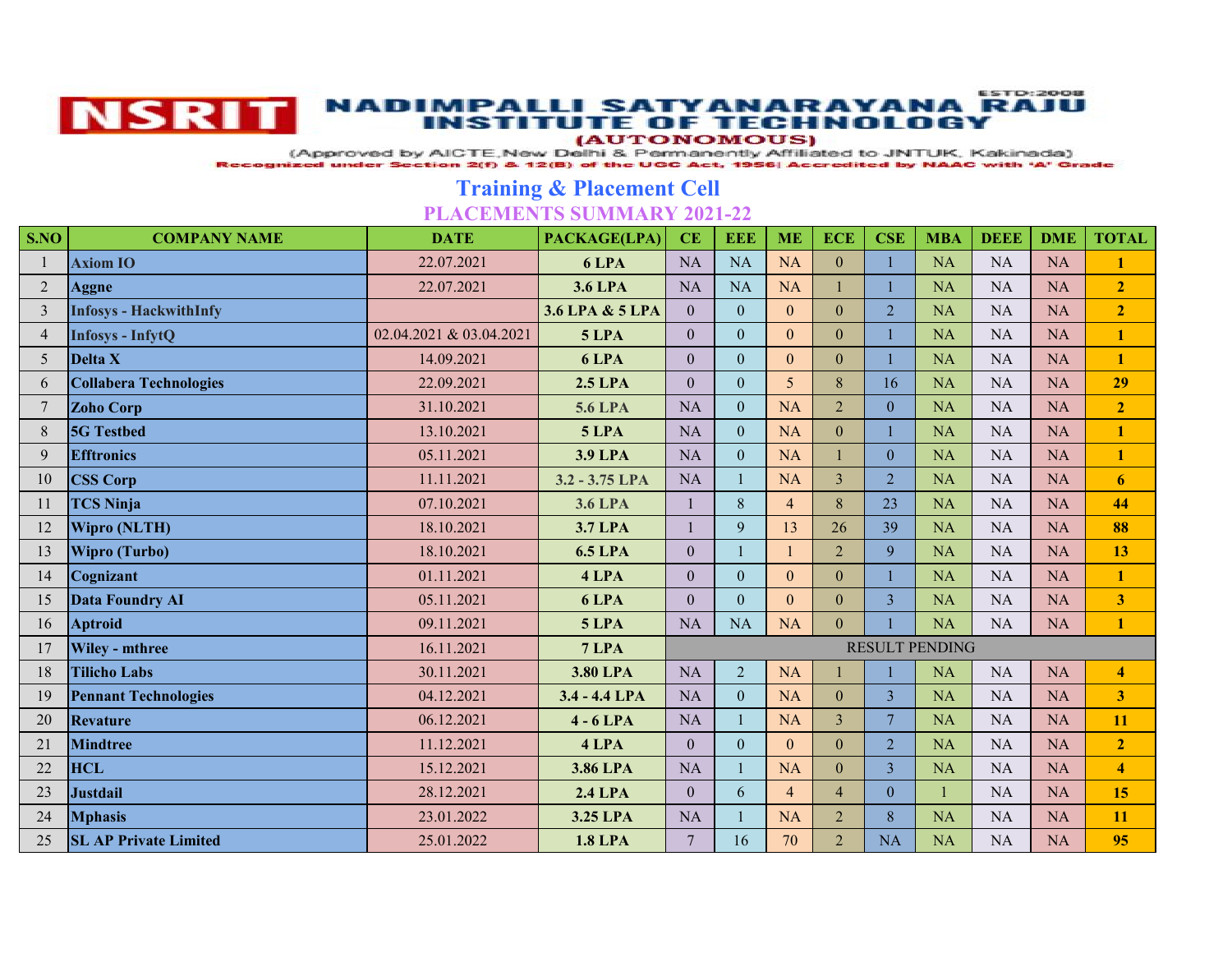# NSRIT NADIMPALLI SATYANARAYANA RAJU INSTITUTE OF TECHNOLOGY

ESTD:2008

(AUTONOMOUS)

(Approved by AICTE,New Delhi & Permanently Affiliated to JNTUK, Kakinada)

Recognized under Section 2(f) & 12(B) of the UGC Act, 1956| Accredited by NAAC with 'A' Grade

## Training & Placement Cell

### PLACEMENTS SUMMARY 2021-22

| S.NO | COMPANY NAME | DATE | PACKAGE(LPA) | CE | EEE | ME | ECE | CSE | MBA | DEEE | DME | TOTAL |
|---|---|---|---|---|---|---|---|---|---|---|---|---|
| 1 | Axiom IO | 22.07.2021 | 6 LPA | NA | NA | NA | 0 | 1 | NA | NA | NA | 1 |
| 2 | Aggne | 22.07.2021 | 3.6 LPA | NA | NA | NA | 1 | 1 | NA | NA | NA | 2 |
| 3 | Infosys - HackwithInfy | | 3.6 LPA & 5 LPA | 0 | 0 | 0 | 0 | 2 | NA | NA | NA | 2 |
| 4 | Infosys - InfytQ | 02.04.2021 & 03.04.2021 | 5 LPA | 0 | 0 | 0 | 0 | 1 | NA | NA | NA | 1 |
| 5 | Delta X | 14.09.2021 | 6 LPA | 0 | 0 | 0 | 0 | 1 | NA | NA | NA | 1 |
| 6 | Collabera Technologies | 22.09.2021 | 2.5 LPA | 0 | 0 | 5 | 8 | 16 | NA | NA | NA | 29 |
| 7 | Zoho Corp | 31.10.2021 | 5.6 LPA | NA | 0 | NA | 2 | 0 | NA | NA | NA | 2 |
| 8 | 5G Testbed | 13.10.2021 | 5 LPA | NA | 0 | NA | 0 | 1 | NA | NA | NA | 1 |
| 9 | Efftronics | 05.11.2021 | 3.9 LPA | NA | 0 | NA | 1 | 0 | NA | NA | NA | 1 |
| 10 | CSS Corp | 11.11.2021 | 3.2 - 3.75 LPA | NA | 1 | NA | 3 | 2 | NA | NA | NA | 6 |
| 11 | TCS Ninja | 07.10.2021 | 3.6 LPA | 1 | 8 | 4 | 8 | 23 | NA | NA | NA | 44 |
| 12 | Wipro (NLTH) | 18.10.2021 | 3.7 LPA | 1 | 9 | 13 | 26 | 39 | NA | NA | NA | 88 |
| 13 | Wipro (Turbo) | 18.10.2021 | 6.5 LPA | 0 | 1 | 1 | 2 | 9 | NA | NA | NA | 13 |
| 14 | Cognizant | 01.11.2021 | 4 LPA | 0 | 0 | 0 | 0 | 1 | NA | NA | NA | 1 |
| 15 | Data Foundry AI | 05.11.2021 | 6 LPA | 0 | 0 | 0 | 0 | 3 | NA | NA | NA | 3 |
| 16 | Aptroid | 09.11.2021 | 5 LPA | NA | NA | NA | 0 | 1 | NA | NA | NA | 1 |
| 17 | Wiley - mthree | 16.11.2021 | 7 LPA | RESULT PENDING | | | | | | | | |
| 18 | Tilicho Labs | 30.11.2021 | 3.80 LPA | NA | 2 | NA | 1 | 1 | NA | NA | NA | 4 |
| 19 | Pennant Technologies | 04.12.2021 | 3.4 - 4.4 LPA | NA | 0 | NA | 0 | 3 | NA | NA | NA | 3 |
| 20 | Revature | 06.12.2021 | 4 - 6 LPA | NA | 1 | NA | 3 | 7 | NA | NA | NA | 11 |
| 21 | Mindtree | 11.12.2021 | 4 LPA | 0 | 0 | 0 | 0 | 2 | NA | NA | NA | 2 |
| 22 | HCL | 15.12.2021 | 3.86 LPA | NA | 1 | NA | 0 | 3 | NA | NA | NA | 4 |
| 23 | Justdail | 28.12.2021 | 2.4 LPA | 0 | 6 | 4 | 4 | 0 | 1 | NA | NA | 15 |
| 24 | Mphasis | 23.01.2022 | 3.25 LPA | NA | 1 | NA | 2 | 8 | NA | NA | NA | 11 |
| 25 | SL AP Private Limited | 25.01.2022 | 1.8 LPA | 7 | 16 | 70 | 2 | NA | NA | NA | NA | 95 |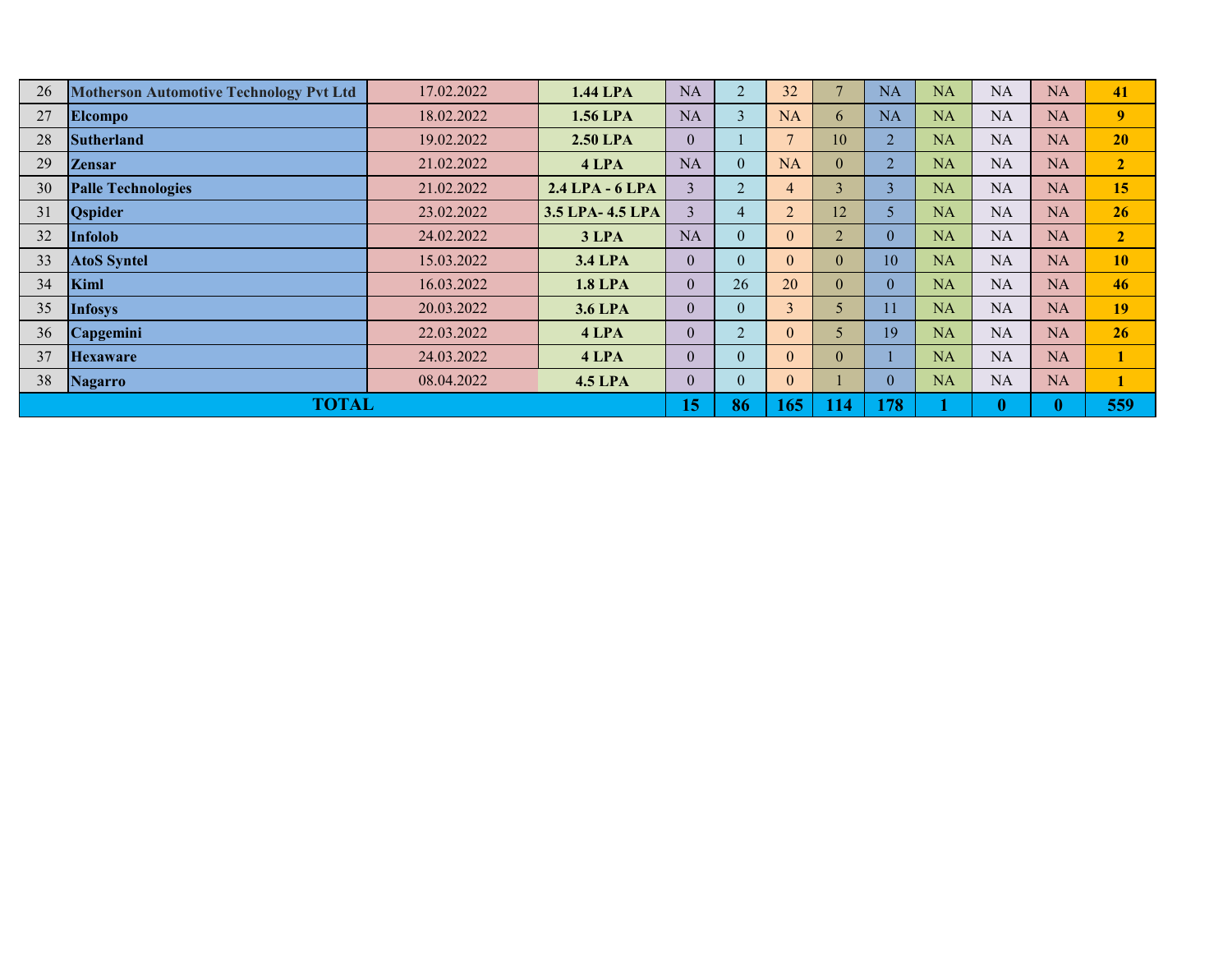| | | | | | | | | | | | | |
|---|---|---|---|---|---|---|---|---|---|---|---|---|
| 26 | **Motherson Automotive Technology Pvt Ltd** | 17.02.2022 | **1.44 LPA** | NA | 2 | 32 | 7 | NA | NA | NA | NA | **41** |
| 27 | **Elcompo** | 18.02.2022 | **1.56 LPA** | NA | 3 | NA | 6 | NA | NA | NA | NA | **9** |
| 28 | **Sutherland** | 19.02.2022 | **2.50 LPA** | 0 | 1 | 7 | 10 | 2 | NA | NA | NA | **20** |
| 29 | **Zensar** | 21.02.2022 | **4 LPA** | NA | 0 | NA | 0 | 2 | NA | NA | NA | **2** |
| 30 | **Palle Technologies** | 21.02.2022 | **2.4 LPA - 6 LPA** | 3 | 2 | 4 | 3 | 3 | NA | NA | NA | **15** |
| 31 | **Qspider** | 23.02.2022 | **3.5 LPA- 4.5 LPA** | 3 | 4 | 2 | 12 | 5 | NA | NA | NA | **26** |
| 32 | **Infolob** | 24.02.2022 | **3 LPA** | NA | 0 | 0 | 2 | 0 | NA | NA | NA | **2** |
| 33 | **AtoS Syntel** | 15.03.2022 | **3.4 LPA** | 0 | 0 | 0 | 0 | 10 | NA | NA | NA | **10** |
| 34 | **Kiml** | 16.03.2022 | **1.8 LPA** | 0 | 26 | 20 | 0 | 0 | NA | NA | NA | **46** |
| 35 | **Infosys** | 20.03.2022 | **3.6 LPA** | 0 | 0 | 3 | 5 | 11 | NA | NA | NA | **19** |
| 36 | **Capgemini** | 22.03.2022 | **4 LPA** | 0 | 2 | 0 | 5 | 19 | NA | NA | NA | **26** |
| 37 | **Hexaware** | 24.03.2022 | **4 LPA** | 0 | 0 | 0 | 0 | 1 | NA | NA | NA | **1** |
| 38 | **Nagarro** | 08.04.2022 | **4.5 LPA** | 0 | 0 | 0 | 1 | 0 | NA | NA | NA | **1** |
| **TOTAL** | | | | **15** | **86** | **165** | **114** | **178** | **1** | **0** | **0** | **559** |